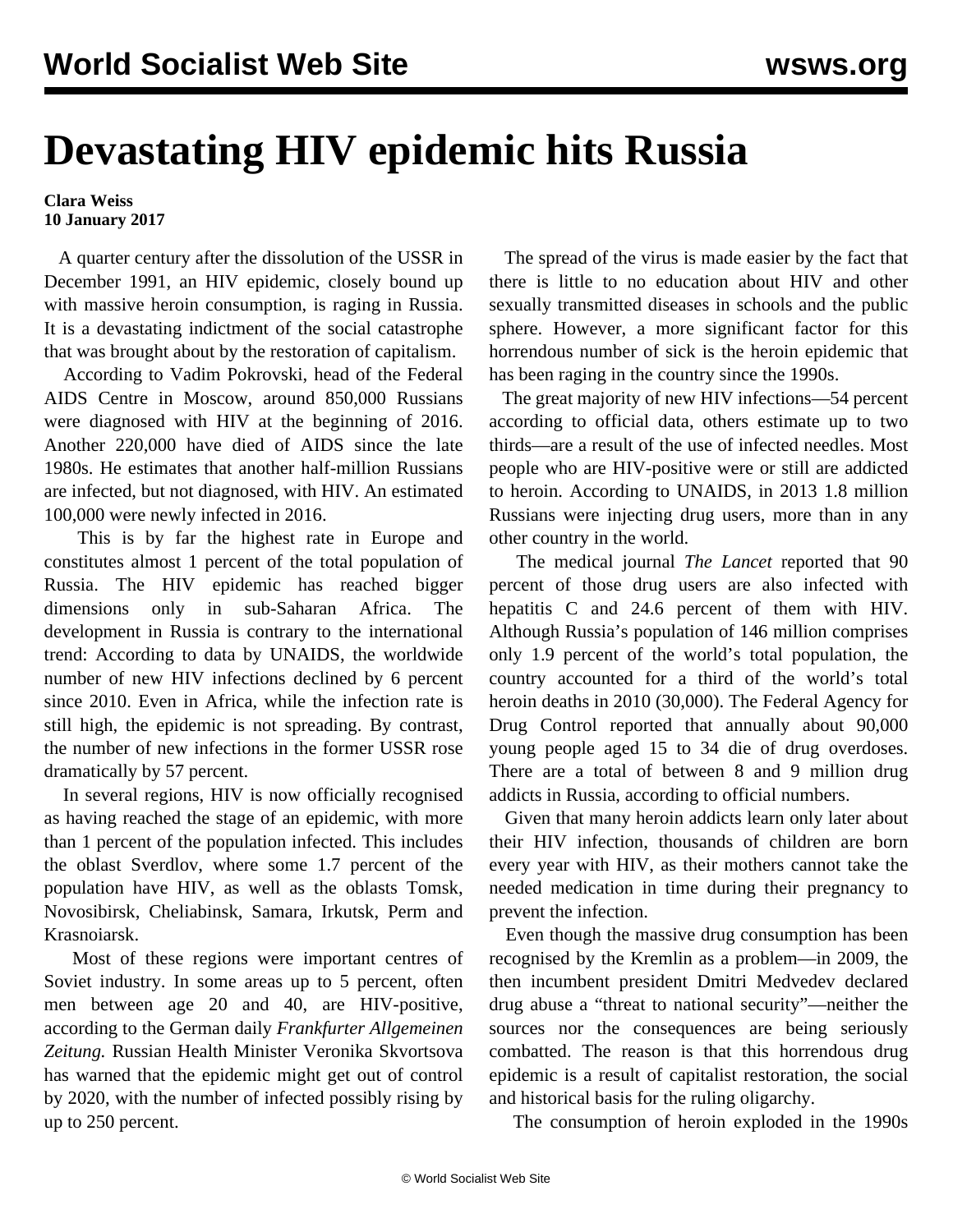# Devastating HIV epidemic hits Russia

**Clara Weiss**
**10 January 2017**

A quarter century after the dissolution of the USSR in December 1991, an HIV epidemic, closely bound up with massive heroin consumption, is raging in Russia. It is a devastating indictment of the social catastrophe that was brought about by the restoration of capitalism.

According to Vadim Pokrovski, head of the Federal AIDS Centre in Moscow, around 850,000 Russians were diagnosed with HIV at the beginning of 2016. Another 220,000 have died of AIDS since the late 1980s. He estimates that another half-million Russians are infected, but not diagnosed, with HIV. An estimated 100,000 were newly infected in 2016.

This is by far the highest rate in Europe and constitutes almost 1 percent of the total population of Russia. The HIV epidemic has reached bigger dimensions only in sub-Saharan Africa. The development in Russia is contrary to the international trend: According to data by UNAIDS, the worldwide number of new HIV infections declined by 6 percent since 2010. Even in Africa, while the infection rate is still high, the epidemic is not spreading. By contrast, the number of new infections in the former USSR rose dramatically by 57 percent.

In several regions, HIV is now officially recognised as having reached the stage of an epidemic, with more than 1 percent of the population infected. This includes the oblast Sverdlov, where some 1.7 percent of the population have HIV, as well as the oblasts Tomsk, Novosibirsk, Cheliabinsk, Samara, Irkutsk, Perm and Krasnoiarsk.

Most of these regions were important centres of Soviet industry. In some areas up to 5 percent, often men between age 20 and 40, are HIV-positive, according to the German daily *Frankfurter Allgemeinen Zeitung.* Russian Health Minister Veronika Skvortsova has warned that the epidemic might get out of control by 2020, with the number of infected possibly rising by up to 250 percent.

The spread of the virus is made easier by the fact that there is little to no education about HIV and other sexually transmitted diseases in schools and the public sphere. However, a more significant factor for this horrendous number of sick is the heroin epidemic that has been raging in the country since the 1990s.

The great majority of new HIV infections—54 percent according to official data, others estimate up to two thirds—are a result of the use of infected needles. Most people who are HIV-positive were or still are addicted to heroin. According to UNAIDS, in 2013 1.8 million Russians were injecting drug users, more than in any other country in the world.

The medical journal *The Lancet* reported that 90 percent of those drug users are also infected with hepatitis C and 24.6 percent of them with HIV. Although Russia's population of 146 million comprises only 1.9 percent of the world's total population, the country accounted for a third of the world's total heroin deaths in 2010 (30,000). The Federal Agency for Drug Control reported that annually about 90,000 young people aged 15 to 34 die of drug overdoses. There are a total of between 8 and 9 million drug addicts in Russia, according to official numbers.

Given that many heroin addicts learn only later about their HIV infection, thousands of children are born every year with HIV, as their mothers cannot take the needed medication in time during their pregnancy to prevent the infection.

Even though the massive drug consumption has been recognised by the Kremlin as a problem—in 2009, the then incumbent president Dmitri Medvedev declared drug abuse a "threat to national security"—neither the sources nor the consequences are being seriously combatted. The reason is that this horrendous drug epidemic is a result of capitalist restoration, the social and historical basis for the ruling oligarchy.

The consumption of heroin exploded in the 1990s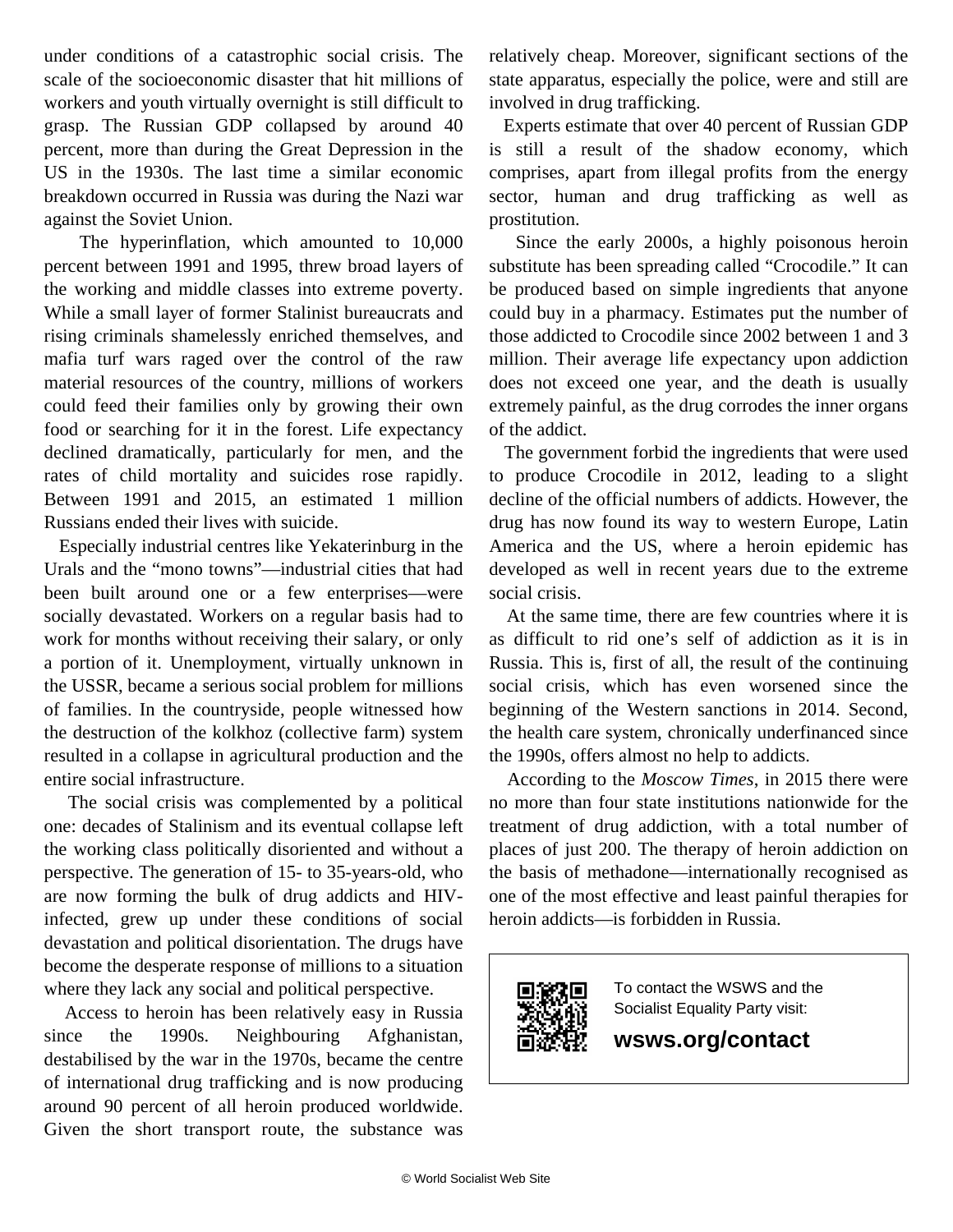under conditions of a catastrophic social crisis. The scale of the socioeconomic disaster that hit millions of workers and youth virtually overnight is still difficult to grasp. The Russian GDP collapsed by around 40 percent, more than during the Great Depression in the US in the 1930s. The last time a similar economic breakdown occurred in Russia was during the Nazi war against the Soviet Union.

The hyperinflation, which amounted to 10,000 percent between 1991 and 1995, threw broad layers of the working and middle classes into extreme poverty. While a small layer of former Stalinist bureaucrats and rising criminals shamelessly enriched themselves, and mafia turf wars raged over the control of the raw material resources of the country, millions of workers could feed their families only by growing their own food or searching for it in the forest. Life expectancy declined dramatically, particularly for men, and the rates of child mortality and suicides rose rapidly. Between 1991 and 2015, an estimated 1 million Russians ended their lives with suicide.

Especially industrial centres like Yekaterinburg in the Urals and the "mono towns"—industrial cities that had been built around one or a few enterprises—were socially devastated. Workers on a regular basis had to work for months without receiving their salary, or only a portion of it. Unemployment, virtually unknown in the USSR, became a serious social problem for millions of families. In the countryside, people witnessed how the destruction of the kolkhoz (collective farm) system resulted in a collapse in agricultural production and the entire social infrastructure.

The social crisis was complemented by a political one: decades of Stalinism and its eventual collapse left the working class politically disoriented and without a perspective. The generation of 15- to 35-years-old, who are now forming the bulk of drug addicts and HIV-infected, grew up under these conditions of social devastation and political disorientation. The drugs have become the desperate response of millions to a situation where they lack any social and political perspective.

Access to heroin has been relatively easy in Russia since the 1990s. Neighbouring Afghanistan, destabilised by the war in the 1970s, became the centre of international drug trafficking and is now producing around 90 percent of all heroin produced worldwide. Given the short transport route, the substance was relatively cheap. Moreover, significant sections of the state apparatus, especially the police, were and still are involved in drug trafficking.

Experts estimate that over 40 percent of Russian GDP is still a result of the shadow economy, which comprises, apart from illegal profits from the energy sector, human and drug trafficking as well as prostitution.

Since the early 2000s, a highly poisonous heroin substitute has been spreading called "Crocodile." It can be produced based on simple ingredients that anyone could buy in a pharmacy. Estimates put the number of those addicted to Crocodile since 2002 between 1 and 3 million. Their average life expectancy upon addiction does not exceed one year, and the death is usually extremely painful, as the drug corrodes the inner organs of the addict.

The government forbid the ingredients that were used to produce Crocodile in 2012, leading to a slight decline of the official numbers of addicts. However, the drug has now found its way to western Europe, Latin America and the US, where a heroin epidemic has developed as well in recent years due to the extreme social crisis.

At the same time, there are few countries where it is as difficult to rid one's self of addiction as it is in Russia. This is, first of all, the result of the continuing social crisis, which has even worsened since the beginning of the Western sanctions in 2014. Second, the health care system, chronically underfinanced since the 1990s, offers almost no help to addicts.

According to the *Moscow Times*, in 2015 there were no more than four state institutions nationwide for the treatment of drug addiction, with a total number of places of just 200. The therapy of heroin addiction on the basis of methadone—internationally recognised as one of the most effective and least painful therapies for heroin addicts—is forbidden in Russia.

To contact the WSWS and the Socialist Equality Party visit:

**wsws.org/contact**